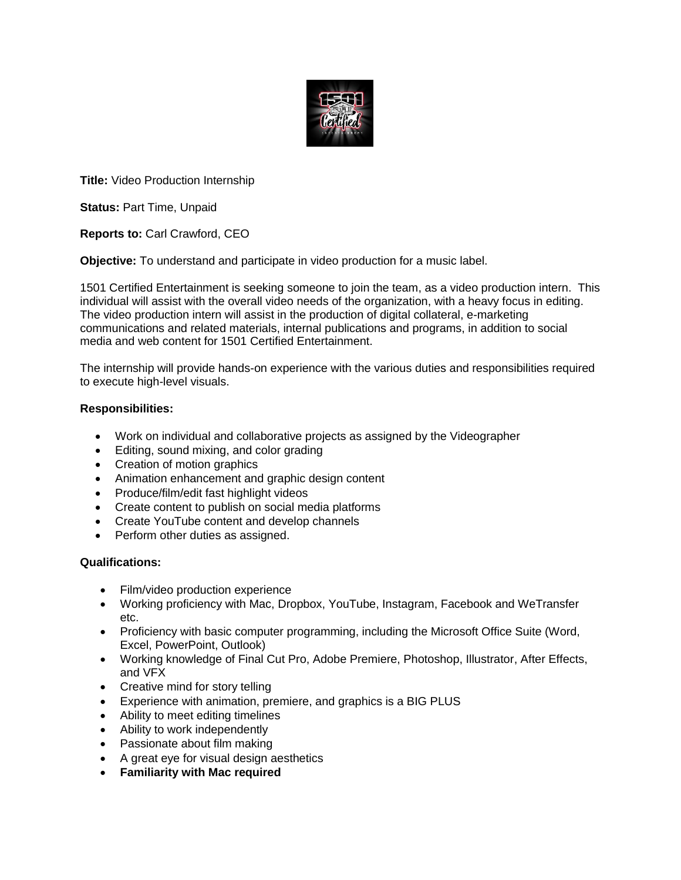**Title:** Video Production Internship

**Status:** Part Time, Unpaid

**Reports to:** Carl Crawford, CEO

**Objective:** To understand and participate in video production for a music label.

1501 Certified Entertainment is seeking someone to join the team, as a video production intern. This individual will assist with the overall video needs of the organization, with a heavy focus in editing. The video production intern will assist in the production of digital collateral, e-marketing communications and related materials, internal publications and programs, in addition to social media and web content for 1501 Certified Entertainment.

The internship will provide hands-on experience with the various duties and responsibilities required to execute high-level visuals.

**Responsibilities:**

- Work on individual and collaborative projects as assigned by the Videographer
- Editing, sound mixing, and color grading
- Creation of motion graphics
- Animation enhancement and graphic design content
- Produce/film/edit fast highlight videos
- Create content to publish on social media platforms
- Create YouTube content and develop channels
- Perform other duties as assigned.

**Qualifications:**

- Film/video production experience
- Working proficiency with Mac, Dropbox, YouTube, Instagram, Facebook and WeTransfer etc.
- Proficiency with basic computer programming, including the Microsoft Office Suite (Word, Excel, PowerPoint, Outlook)
- Working knowledge of Final Cut Pro, Adobe Premiere, Photoshop, Illustrator, After Effects, and VFX
- Creative mind for story telling
- Experience with animation, premiere, and graphics is a BIG PLUS
- Ability to meet editing timelines
- Ability to work independently
- Passionate about film making
- A great eye for visual design aesthetics
- **Familiarity with Mac required**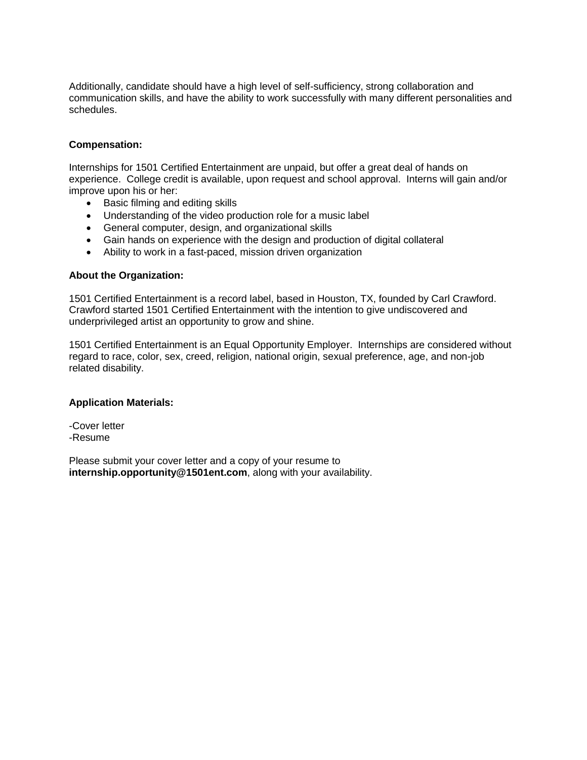Additionally, candidate should have a high level of self-sufficiency, strong collaboration and communication skills, and have the ability to work successfully with many different personalities and schedules.

**Compensation:**

Internships for 1501 Certified Entertainment are unpaid, but offer a great deal of hands on experience. College credit is available, upon request and school approval. Interns will gain and/or improve upon his or her:

- Basic filming and editing skills
- Understanding of the video production role for a music label
- General computer, design, and organizational skills
- Gain hands on experience with the design and production of digital collateral
- Ability to work in a fast-paced, mission driven organization

**About the Organization:**

1501 Certified Entertainment is a record label, based in Houston, TX, founded by Carl Crawford. Crawford started 1501 Certified Entertainment with the intention to give undiscovered and underprivileged artist an opportunity to grow and shine.

1501 Certified Entertainment is an Equal Opportunity Employer. Internships are considered without regard to race, color, sex, creed, religion, national origin, sexual preference, age, and non-job related disability.

**Application Materials:**

-Cover letter
-Resume

Please submit your cover letter and a copy of your resume to **internship.opportunity@1501ent.com**, along with your availability.